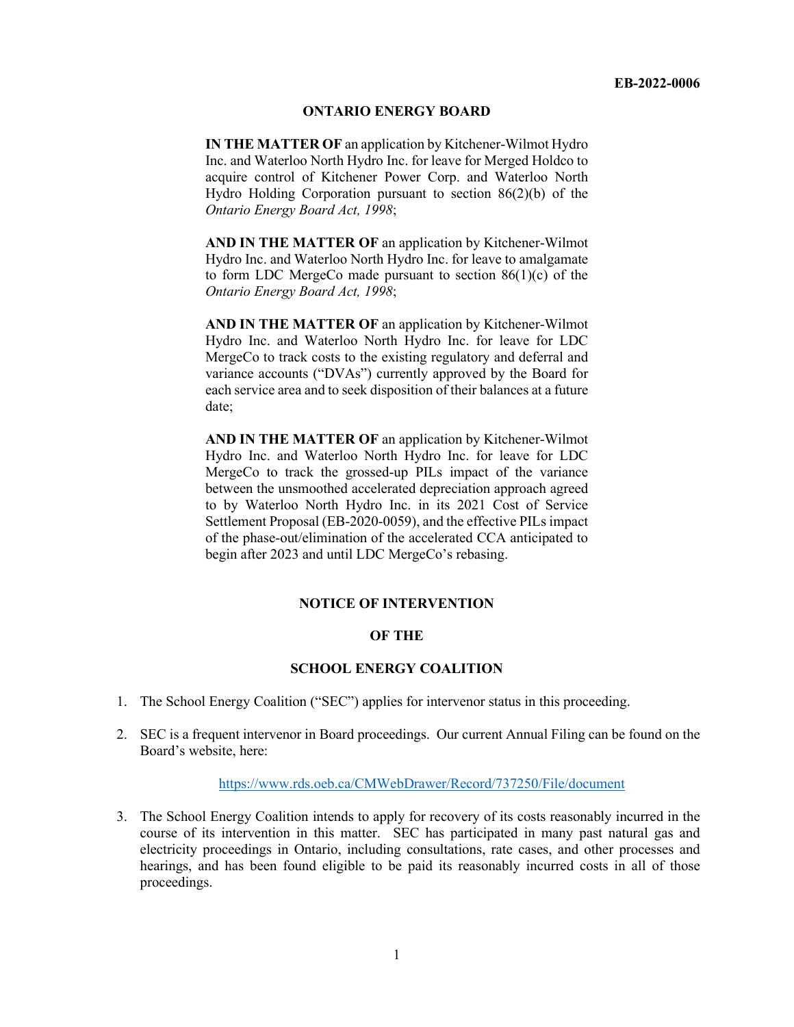**EB-2022-0006**

## ONTARIO ENERGY BOARD

**IN THE MATTER OF** an application by Kitchener-Wilmot Hydro Inc. and Waterloo North Hydro Inc. for leave for Merged Holdco to acquire control of Kitchener Power Corp. and Waterloo North Hydro Holding Corporation pursuant to section 86(2)(b) of the *Ontario Energy Board Act, 1998*;

**AND IN THE MATTER OF** an application by Kitchener-Wilmot Hydro Inc. and Waterloo North Hydro Inc. for leave to amalgamate to form LDC MergeCo made pursuant to section 86(1)(c) of the *Ontario Energy Board Act, 1998*;

**AND IN THE MATTER OF** an application by Kitchener-Wilmot Hydro Inc. and Waterloo North Hydro Inc. for leave for LDC MergeCo to track costs to the existing regulatory and deferral and variance accounts ("DVAs") currently approved by the Board for each service area and to seek disposition of their balances at a future date;

**AND IN THE MATTER OF** an application by Kitchener-Wilmot Hydro Inc. and Waterloo North Hydro Inc. for leave for LDC MergeCo to track the grossed-up PILs impact of the variance between the unsmoothed accelerated depreciation approach agreed to by Waterloo North Hydro Inc. in its 2021 Cost of Service Settlement Proposal (EB-2020-0059), and the effective PILs impact of the phase-out/elimination of the accelerated CCA anticipated to begin after 2023 and until LDC MergeCo's rebasing.

## NOTICE OF INTERVENTION

## OF THE

## SCHOOL ENERGY COALITION

1. The School Energy Coalition ("SEC") applies for intervenor status in this proceeding.

2. SEC is a frequent intervenor in Board proceedings. Our current Annual Filing can be found on the Board's website, here:

   https://www.rds.oeb.ca/CMWebDrawer/Record/737250/File/document

3. The School Energy Coalition intends to apply for recovery of its costs reasonably incurred in the course of its intervention in this matter. SEC has participated in many past natural gas and electricity proceedings in Ontario, including consultations, rate cases, and other processes and hearings, and has been found eligible to be paid its reasonably incurred costs in all of those proceedings.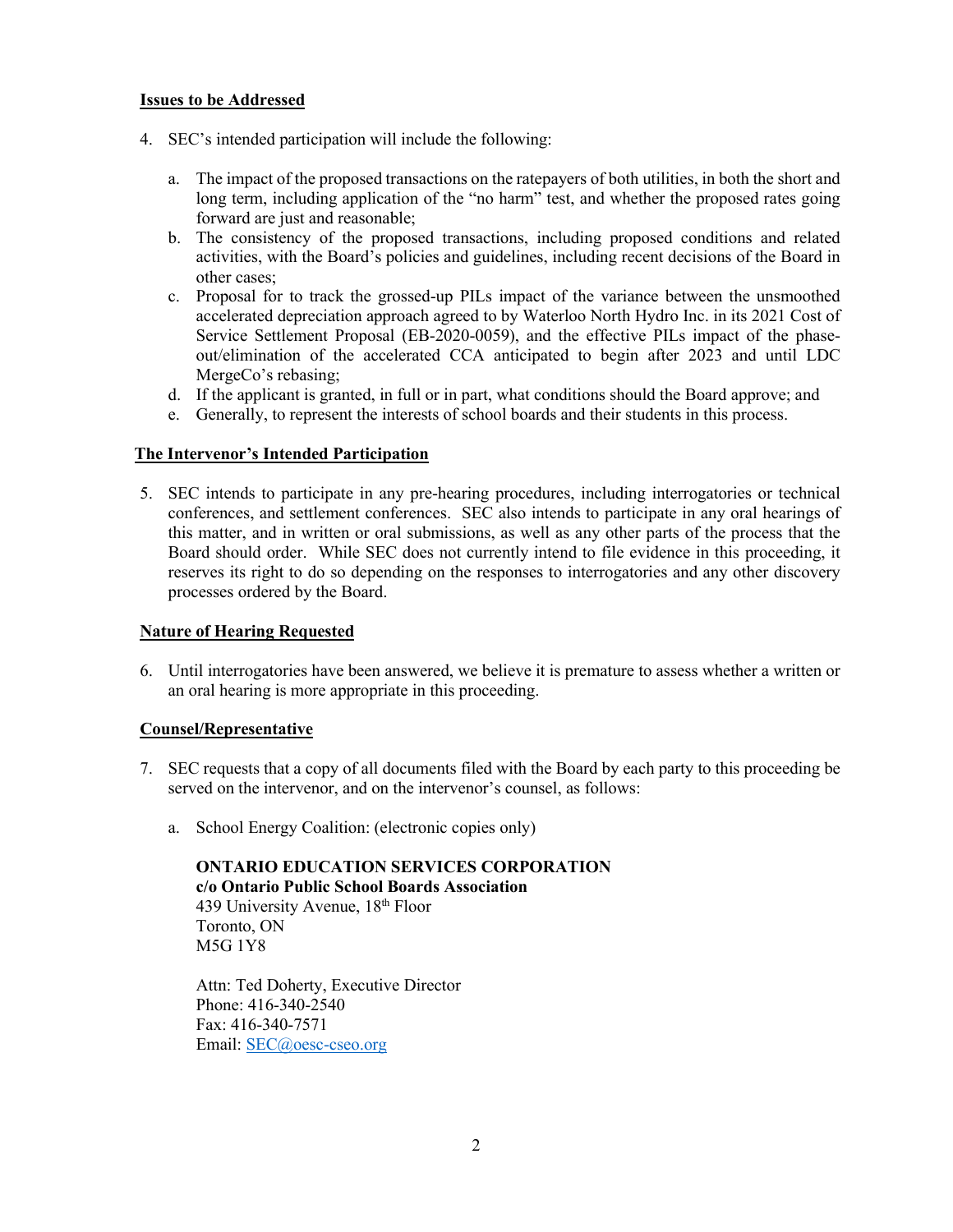**Issues to be Addressed**

4. SEC's intended participation will include the following:

   a. The impact of the proposed transactions on the ratepayers of both utilities, in both the short and long term, including application of the "no harm" test, and whether the proposed rates going forward are just and reasonable;
   b. The consistency of the proposed transactions, including proposed conditions and related activities, with the Board's policies and guidelines, including recent decisions of the Board in other cases;
   c. Proposal for to track the grossed-up PILs impact of the variance between the unsmoothed accelerated depreciation approach agreed to by Waterloo North Hydro Inc. in its 2021 Cost of Service Settlement Proposal (EB-2020-0059), and the effective PILs impact of the phase-out/elimination of the accelerated CCA anticipated to begin after 2023 and until LDC MergeCo's rebasing;
   d. If the applicant is granted, in full or in part, what conditions should the Board approve; and
   e. Generally, to represent the interests of school boards and their students in this process.

**The Intervenor's Intended Participation**

5. SEC intends to participate in any pre-hearing procedures, including interrogatories or technical conferences, and settlement conferences. SEC also intends to participate in any oral hearings of this matter, and in written or oral submissions, as well as any other parts of the process that the Board should order. While SEC does not currently intend to file evidence in this proceeding, it reserves its right to do so depending on the responses to interrogatories and any other discovery processes ordered by the Board.

**Nature of Hearing Requested**

6. Until interrogatories have been answered, we believe it is premature to assess whether a written or an oral hearing is more appropriate in this proceeding.

**Counsel/Representative**

7. SEC requests that a copy of all documents filed with the Board by each party to this proceeding be served on the intervenor, and on the intervenor's counsel, as follows:

   a. School Energy Coalition: (electronic copies only)

      **ONTARIO EDUCATION SERVICES CORPORATION**
      **c/o Ontario Public School Boards Association**
      439 University Avenue, 18th Floor
      Toronto, ON
      M5G 1Y8

      Attn: Ted Doherty, Executive Director
      Phone: 416-340-2540
      Fax: 416-340-7571
      Email: SEC@oesc-cseo.org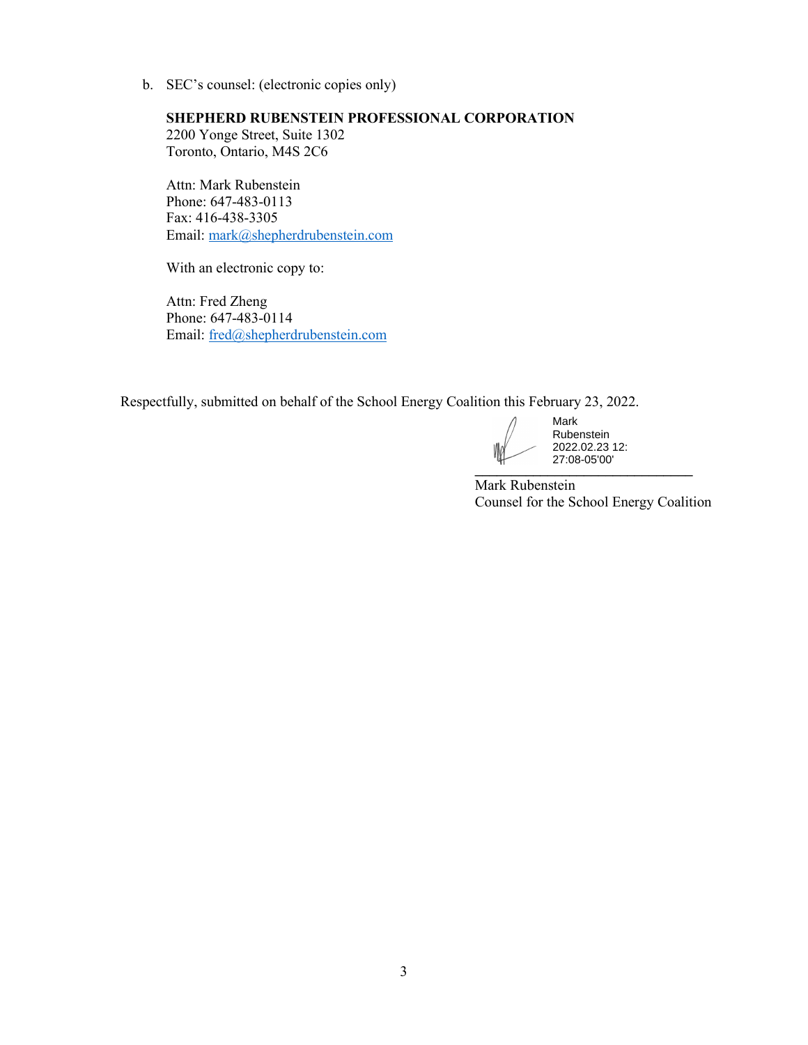b. SEC's counsel: (electronic copies only)

   **SHEPHERD RUBENSTEIN PROFESSIONAL CORPORATION**
   2200 Yonge Street, Suite 1302
   Toronto, Ontario, M4S 2C6

   Attn: Mark Rubenstein
   Phone: 647-483-0113
   Fax: 416-438-3305
   Email: mark@shepherdrubenstein.com

   With an electronic copy to:

   Attn: Fred Zheng
   Phone: 647-483-0114
   Email: fred@shepherdrubenstein.com

Respectfully, submitted on behalf of the School Energy Coalition this February 23, 2022.

Mark Rubenstein
2022.02.23 12:27:08-05'00'

\_\_\_\_\_\_\_\_\_\_\_\_\_\_\_\_\_\_\_\_\_\_\_\_\_\_\_\_\_\_

Mark Rubenstein
Counsel for the School Energy Coalition